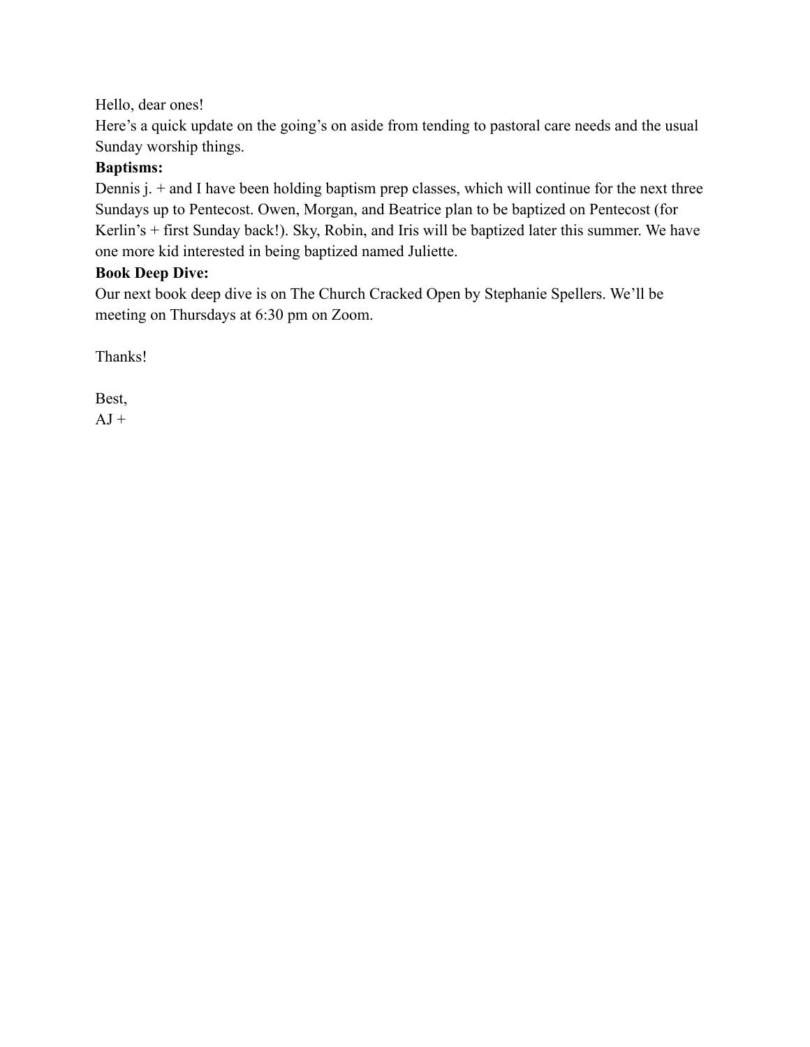Hello, dear ones!

Here's a quick update on the going's on aside from tending to pastoral care needs and the usual Sunday worship things.

**Baptisms:**

Dennis j. + and I have been holding baptism prep classes, which will continue for the next three Sundays up to Pentecost. Owen, Morgan, and Beatrice plan to be baptized on Pentecost (for Kerlin's + first Sunday back!). Sky, Robin, and Iris will be baptized later this summer. We have one more kid interested in being baptized named Juliette.

**Book Deep Dive:**

Our next book deep dive is on The Church Cracked Open by Stephanie Spellers. We'll be meeting on Thursdays at 6:30 pm on Zoom.

Thanks!

Best,
AJ +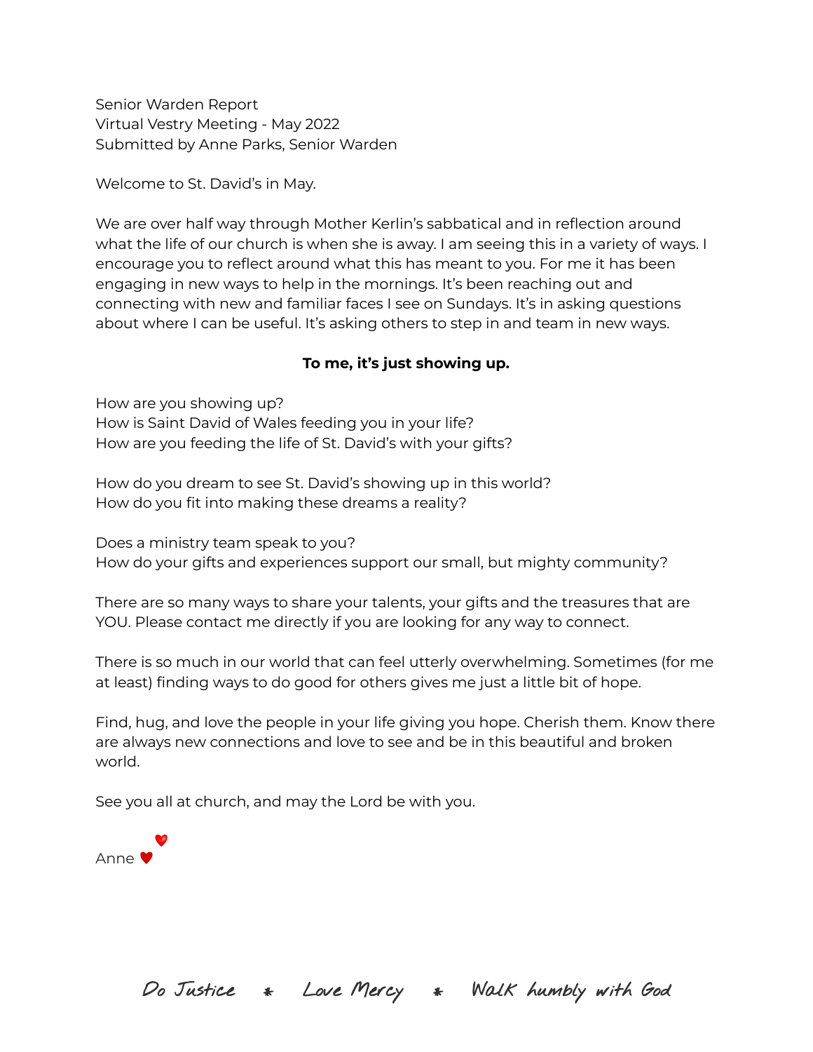Senior Warden Report
Virtual Vestry Meeting - May 2022
Submitted by Anne Parks, Senior Warden

Welcome to St. David's in May.

We are over half way through Mother Kerlin's sabbatical and in reflection around what the life of our church is when she is away. I am seeing this in a variety of ways. I encourage you to reflect around what this has meant to you. For me it has been engaging in new ways to help in the mornings. It's been reaching out and connecting with new and familiar faces I see on Sundays. It's in asking questions about where I can be useful. It's asking others to step in and team in new ways.

**To me, it's just showing up.**

How are you showing up?
How is Saint David of Wales feeding you in your life?
How are you feeding the life of St. David's with your gifts?

How do you dream to see St. David's showing up in this world?
How do you fit into making these dreams a reality?

Does a ministry team speak to you?
How do your gifts and experiences support our small, but mighty community?

There are so many ways to share your talents, your gifts and the treasures that are YOU. Please contact me directly if you are looking for any way to connect.

There is so much in our world that can feel utterly overwhelming. Sometimes (for me at least) finding ways to do good for others gives me just a little bit of hope.

Find, hug, and love the people in your life giving you hope. Cherish them. Know there are always new connections and love to see and be in this beautiful and broken world.

See you all at church, and may the Lord be with you.

Anne ♥

*Do Justice * Love Mercy * Walk humbly with God*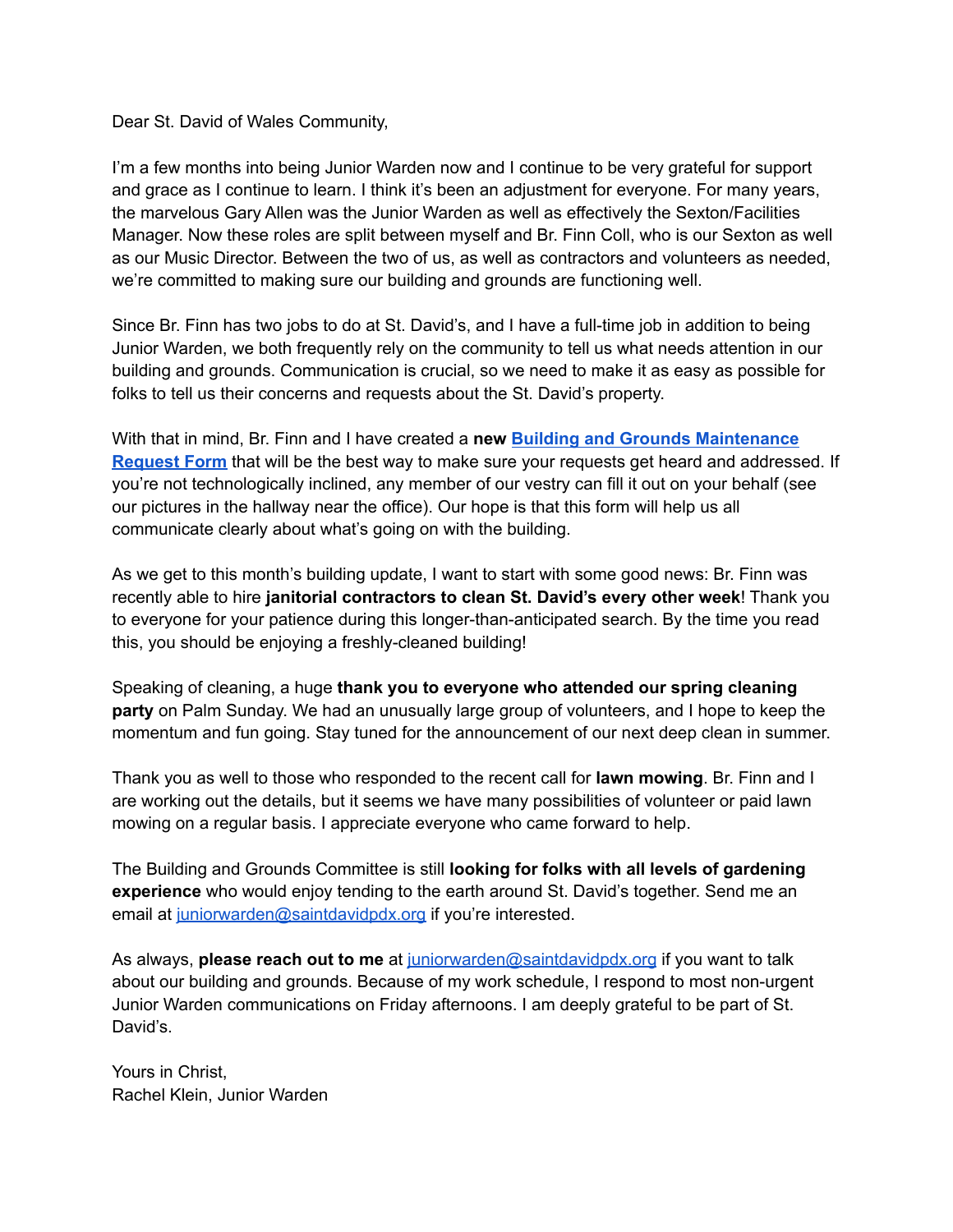Dear St. David of Wales Community,

I'm a few months into being Junior Warden now and I continue to be very grateful for support and grace as I continue to learn. I think it's been an adjustment for everyone. For many years, the marvelous Gary Allen was the Junior Warden as well as effectively the Sexton/Facilities Manager. Now these roles are split between myself and Br. Finn Coll, who is our Sexton as well as our Music Director. Between the two of us, as well as contractors and volunteers as needed, we're committed to making sure our building and grounds are functioning well.

Since Br. Finn has two jobs to do at St. David's, and I have a full-time job in addition to being Junior Warden, we both frequently rely on the community to tell us what needs attention in our building and grounds. Communication is crucial, so we need to make it as easy as possible for folks to tell us their concerns and requests about the St. David's property.

With that in mind, Br. Finn and I have created a **new [Building and Grounds Maintenance Request Form](#)** that will be the best way to make sure your requests get heard and addressed. If you're not technologically inclined, any member of our vestry can fill it out on your behalf (see our pictures in the hallway near the office). Our hope is that this form will help us all communicate clearly about what's going on with the building.

As we get to this month's building update, I want to start with some good news: Br. Finn was recently able to hire **janitorial contractors to clean St. David's every other week**! Thank you to everyone for your patience during this longer-than-anticipated search. By the time you read this, you should be enjoying a freshly-cleaned building!

Speaking of cleaning, a huge **thank you to everyone who attended our spring cleaning party** on Palm Sunday. We had an unusually large group of volunteers, and I hope to keep the momentum and fun going. Stay tuned for the announcement of our next deep clean in summer.

Thank you as well to those who responded to the recent call for **lawn mowing**. Br. Finn and I are working out the details, but it seems we have many possibilities of volunteer or paid lawn mowing on a regular basis. I appreciate everyone who came forward to help.

The Building and Grounds Committee is still **looking for folks with all levels of gardening experience** who would enjoy tending to the earth around St. David's together. Send me an email at juniorwarden@saintdavidpdx.org if you're interested.

As always, **please reach out to me** at juniorwarden@saintdavidpdx.org if you want to talk about our building and grounds. Because of my work schedule, I respond to most non-urgent Junior Warden communications on Friday afternoons. I am deeply grateful to be part of St. David's.

Yours in Christ,
Rachel Klein, Junior Warden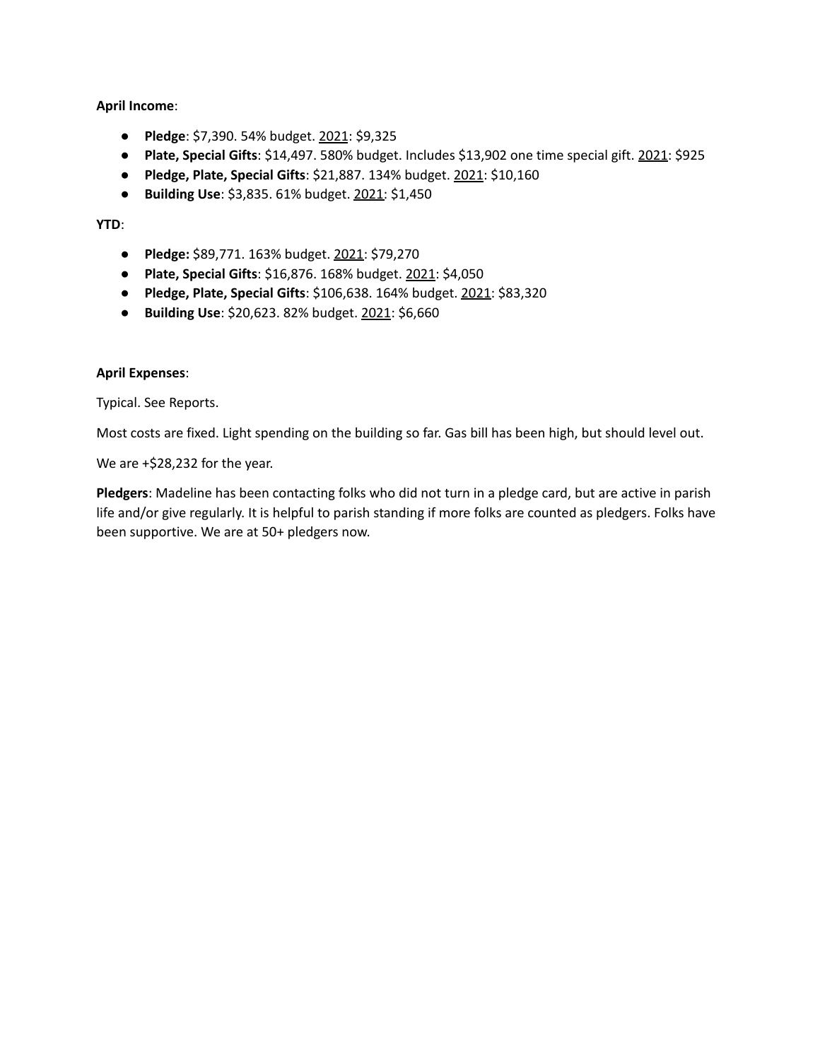**April Income**:

- **Pledge**: $7,390. 54% budget. 2021: $9,325
- **Plate, Special Gifts**: $14,497. 580% budget. Includes $13,902 one time special gift. 2021: $925
- **Pledge, Plate, Special Gifts**: $21,887. 134% budget. 2021: $10,160
- **Building Use**: $3,835. 61% budget. 2021: $1,450

**YTD**:

- **Pledge:** $89,771. 163% budget. 2021: $79,270
- **Plate, Special Gifts**: $16,876. 168% budget. 2021: $4,050
- **Pledge, Plate, Special Gifts**: $106,638. 164% budget. 2021: $83,320
- **Building Use**: $20,623. 82% budget. 2021: $6,660

**April Expenses**:

Typical. See Reports.

Most costs are fixed. Light spending on the building so far. Gas bill has been high, but should level out.

We are +$28,232 for the year.

**Pledgers**: Madeline has been contacting folks who did not turn in a pledge card, but are active in parish life and/or give regularly. It is helpful to parish standing if more folks are counted as pledgers. Folks have been supportive. We are at 50+ pledgers now.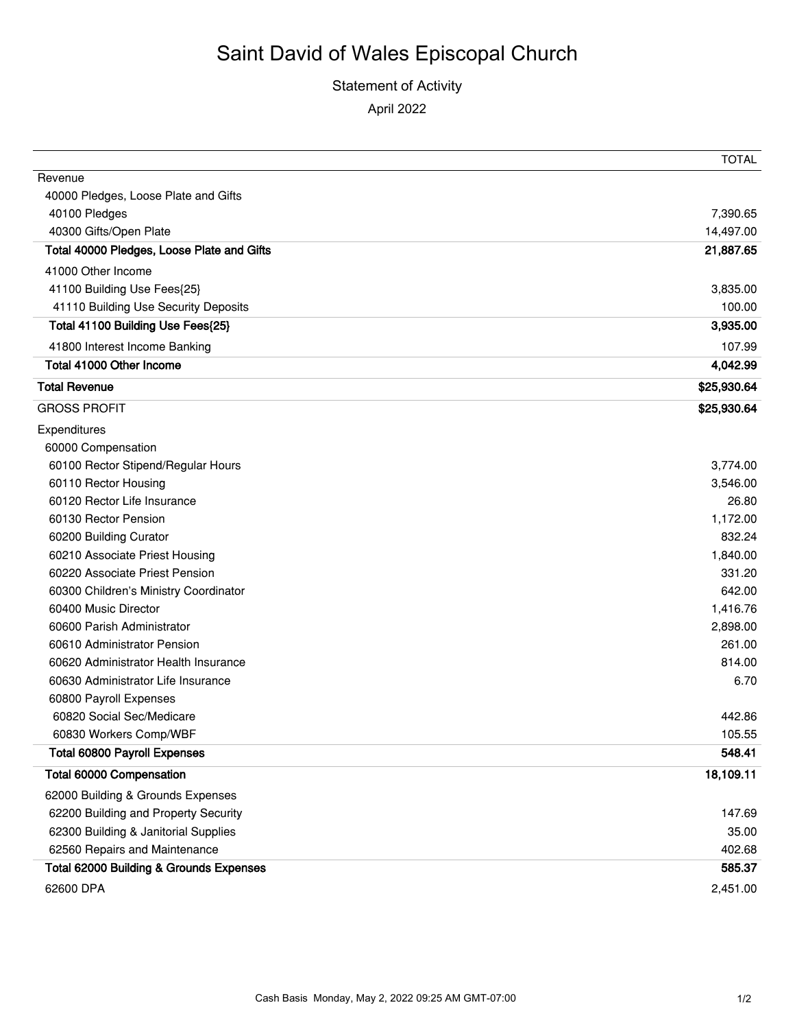# Saint David of Wales Episcopal Church

## Statement of Activity

April 2022

| | TOTAL |
|---|---|
| Revenue | |
| 40000 Pledges, Loose Plate and Gifts | |
| 40100 Pledges | 7,390.65 |
| 40300 Gifts/Open Plate | 14,497.00 |
| **Total 40000 Pledges, Loose Plate and Gifts** | **21,887.65** |
| 41000 Other Income | |
| 41100 Building Use Fees{25} | 3,835.00 |
| 41110 Building Use Security Deposits | 100.00 |
| **Total 41100 Building Use Fees{25}** | **3,935.00** |
| 41800 Interest Income Banking | 107.99 |
| **Total 41000 Other Income** | **4,042.99** |
| **Total Revenue** | **$25,930.64** |
| GROSS PROFIT | $25,930.64 |
| Expenditures | |
| 60000 Compensation | |
| 60100 Rector Stipend/Regular Hours | 3,774.00 |
| 60110 Rector Housing | 3,546.00 |
| 60120 Rector Life Insurance | 26.80 |
| 60130 Rector Pension | 1,172.00 |
| 60200 Building Curator | 832.24 |
| 60210 Associate Priest Housing | 1,840.00 |
| 60220 Associate Priest Pension | 331.20 |
| 60300 Children's Ministry Coordinator | 642.00 |
| 60400 Music Director | 1,416.76 |
| 60600 Parish Administrator | 2,898.00 |
| 60610 Administrator Pension | 261.00 |
| 60620 Administrator Health Insurance | 814.00 |
| 60630 Administrator Life Insurance | 6.70 |
| 60800 Payroll Expenses | |
| 60820 Social Sec/Medicare | 442.86 |
| 60830 Workers Comp/WBF | 105.55 |
| **Total 60800 Payroll Expenses** | **548.41** |
| **Total 60000 Compensation** | **18,109.11** |
| 62000 Building & Grounds Expenses | |
| 62200 Building and Property Security | 147.69 |
| 62300 Building & Janitorial Supplies | 35.00 |
| 62560 Repairs and Maintenance | 402.68 |
| **Total 62000 Building & Grounds Expenses** | **585.37** |
| 62600 DPA | 2,451.00 |

Cash Basis Monday, May 2, 2022 09:25 AM GMT-07:00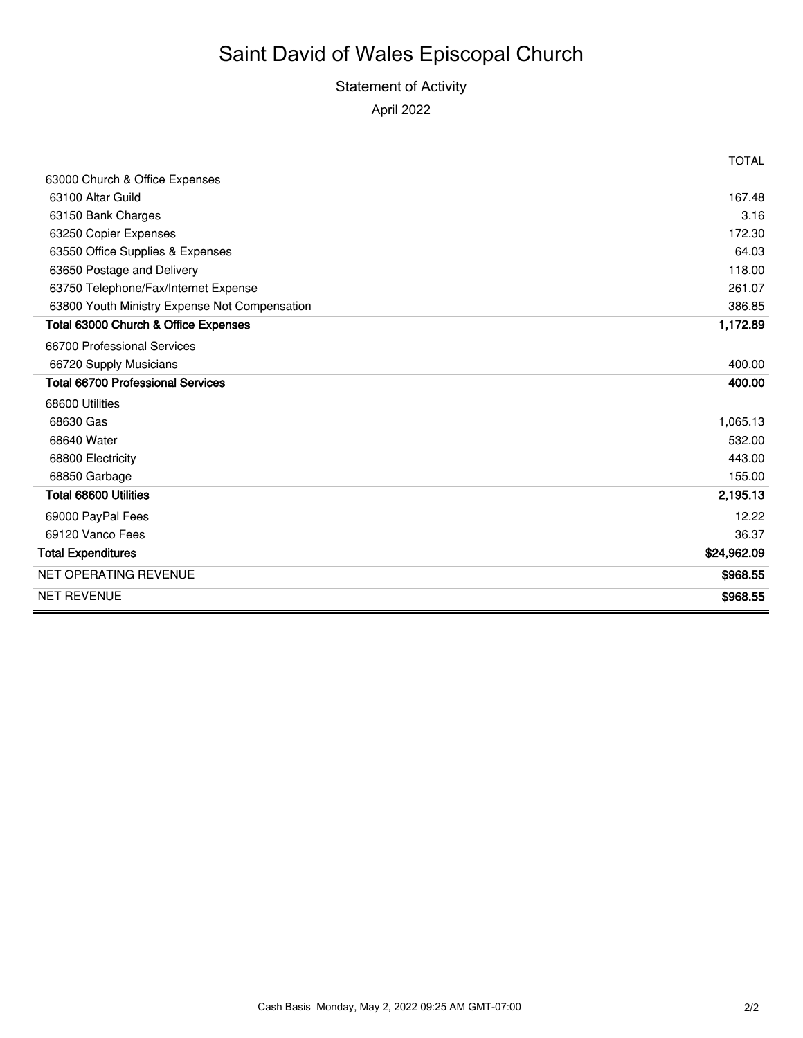# Saint David of Wales Episcopal Church

## Statement of Activity

April 2022

| | TOTAL |
|---|---|
| 63000 Church & Office Expenses | |
| 63100 Altar Guild | 167.48 |
| 63150 Bank Charges | 3.16 |
| 63250 Copier Expenses | 172.30 |
| 63550 Office Supplies & Expenses | 64.03 |
| 63650 Postage and Delivery | 118.00 |
| 63750 Telephone/Fax/Internet Expense | 261.07 |
| 63800 Youth Ministry Expense Not Compensation | 386.85 |
| **Total 63000 Church & Office Expenses** | **1,172.89** |
| 66700 Professional Services | |
| 66720 Supply Musicians | 400.00 |
| **Total 66700 Professional Services** | **400.00** |
| 68600 Utilities | |
| 68630 Gas | 1,065.13 |
| 68640 Water | 532.00 |
| 68800 Electricity | 443.00 |
| 68850 Garbage | 155.00 |
| **Total 68600 Utilities** | **2,195.13** |
| 69000 PayPal Fees | 12.22 |
| 69120 Vanco Fees | 36.37 |
| **Total Expenditures** | **$24,962.09** |
| NET OPERATING REVENUE | **$968.55** |
| NET REVENUE | **$968.55** |

Cash Basis Monday, May 2, 2022 09:25 AM GMT-07:00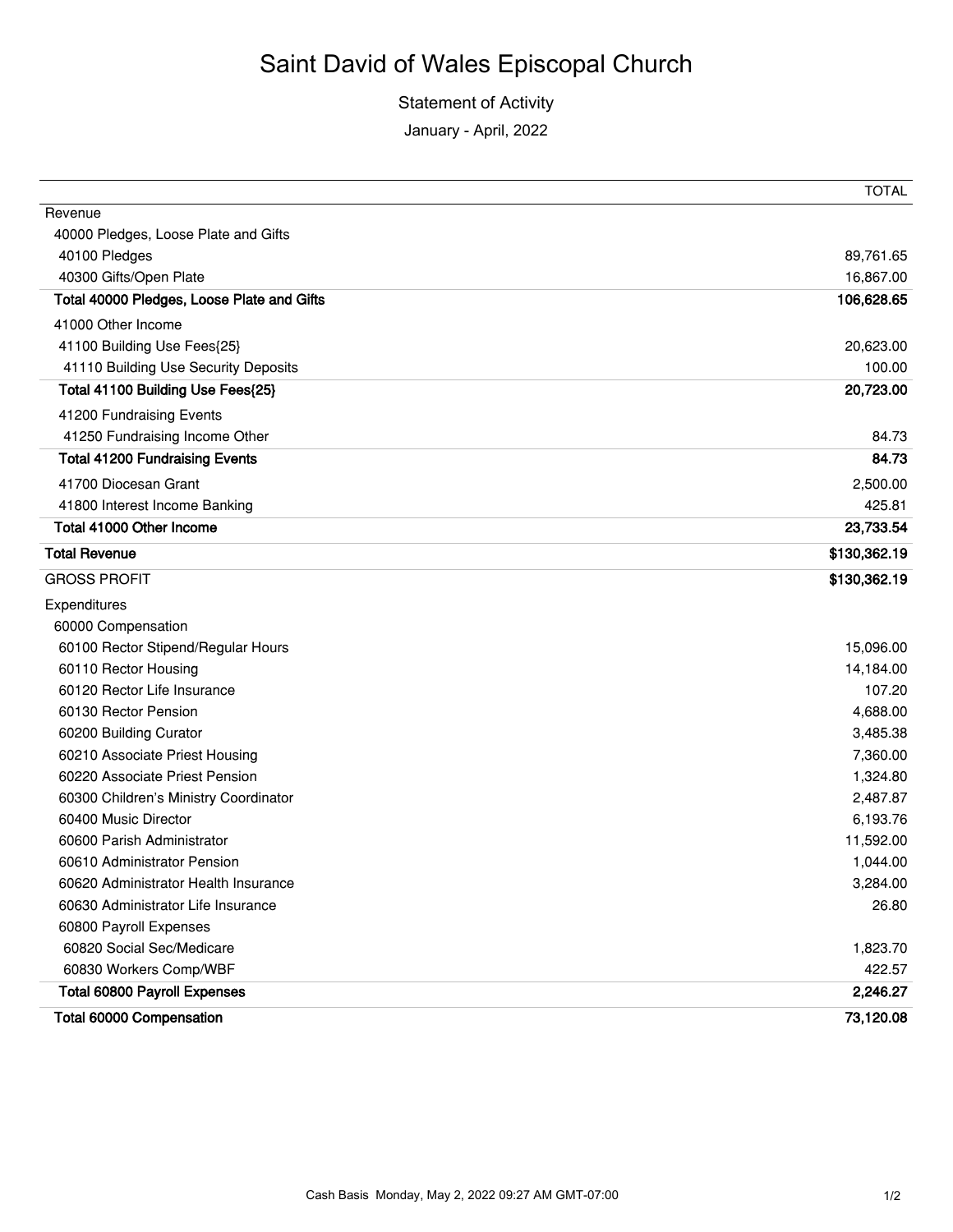# Saint David of Wales Episcopal Church

Statement of Activity

January - April, 2022

| | TOTAL |
|---|---|
| Revenue | |
| 40000 Pledges, Loose Plate and Gifts | |
| 40100 Pledges | 89,761.65 |
| 40300 Gifts/Open Plate | 16,867.00 |
| **Total 40000 Pledges, Loose Plate and Gifts** | **106,628.65** |
| 41000 Other Income | |
| 41100 Building Use Fees{25} | 20,623.00 |
| 41110 Building Use Security Deposits | 100.00 |
| **Total 41100 Building Use Fees{25}** | **20,723.00** |
| 41200 Fundraising Events | |
| 41250 Fundraising Income Other | 84.73 |
| **Total 41200 Fundraising Events** | **84.73** |
| 41700 Diocesan Grant | 2,500.00 |
| 41800 Interest Income Banking | 425.81 |
| **Total 41000 Other Income** | **23,733.54** |
| **Total Revenue** | **$130,362.19** |
| GROSS PROFIT | **$130,362.19** |
| Expenditures | |
| 60000 Compensation | |
| 60100 Rector Stipend/Regular Hours | 15,096.00 |
| 60110 Rector Housing | 14,184.00 |
| 60120 Rector Life Insurance | 107.20 |
| 60130 Rector Pension | 4,688.00 |
| 60200 Building Curator | 3,485.38 |
| 60210 Associate Priest Housing | 7,360.00 |
| 60220 Associate Priest Pension | 1,324.80 |
| 60300 Children's Ministry Coordinator | 2,487.87 |
| 60400 Music Director | 6,193.76 |
| 60600 Parish Administrator | 11,592.00 |
| 60610 Administrator Pension | 1,044.00 |
| 60620 Administrator Health Insurance | 3,284.00 |
| 60630 Administrator Life Insurance | 26.80 |
| 60800 Payroll Expenses | |
| 60820 Social Sec/Medicare | 1,823.70 |
| 60830 Workers Comp/WBF | 422.57 |
| **Total 60800 Payroll Expenses** | **2,246.27** |
| **Total 60000 Compensation** | **73,120.08** |

Cash Basis Monday, May 2, 2022 09:27 AM GMT-07:00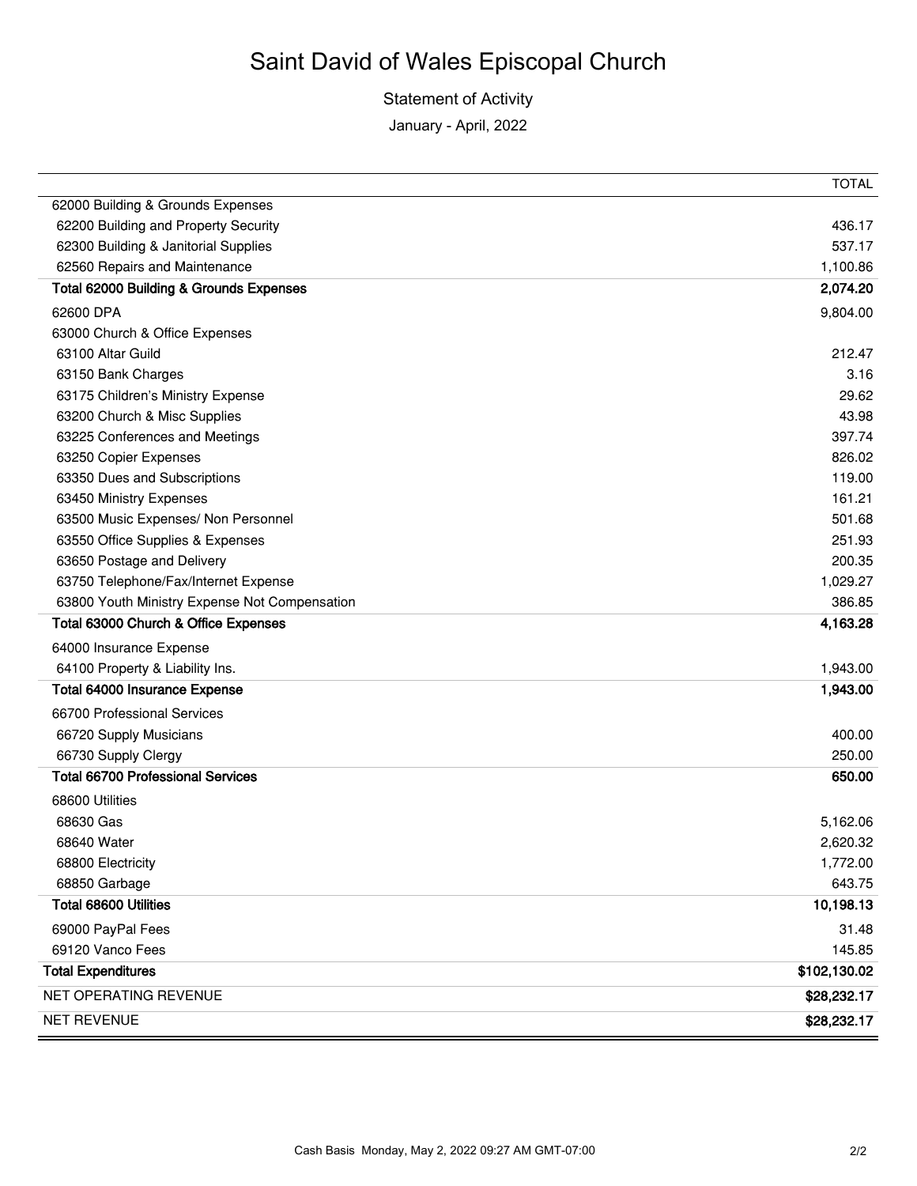# Saint David of Wales Episcopal Church

Statement of Activity

January - April, 2022

| | TOTAL |
|---|---|
| 62000 Building & Grounds Expenses | |
| 62200 Building and Property Security | 436.17 |
| 62300 Building & Janitorial Supplies | 537.17 |
| 62560 Repairs and Maintenance | 1,100.86 |
| **Total 62000 Building & Grounds Expenses** | **2,074.20** |
| 62600 DPA | 9,804.00 |
| 63000 Church & Office Expenses | |
| 63100 Altar Guild | 212.47 |
| 63150 Bank Charges | 3.16 |
| 63175 Children's Ministry Expense | 29.62 |
| 63200 Church & Misc Supplies | 43.98 |
| 63225 Conferences and Meetings | 397.74 |
| 63250 Copier Expenses | 826.02 |
| 63350 Dues and Subscriptions | 119.00 |
| 63450 Ministry Expenses | 161.21 |
| 63500 Music Expenses/ Non Personnel | 501.68 |
| 63550 Office Supplies & Expenses | 251.93 |
| 63650 Postage and Delivery | 200.35 |
| 63750 Telephone/Fax/Internet Expense | 1,029.27 |
| 63800 Youth Ministry Expense Not Compensation | 386.85 |
| **Total 63000 Church & Office Expenses** | **4,163.28** |
| 64000 Insurance Expense | |
| 64100 Property & Liability Ins. | 1,943.00 |
| **Total 64000 Insurance Expense** | **1,943.00** |
| 66700 Professional Services | |
| 66720 Supply Musicians | 400.00 |
| 66730 Supply Clergy | 250.00 |
| **Total 66700 Professional Services** | **650.00** |
| 68600 Utilities | |
| 68630 Gas | 5,162.06 |
| 68640 Water | 2,620.32 |
| 68800 Electricity | 1,772.00 |
| 68850 Garbage | 643.75 |
| **Total 68600 Utilities** | **10,198.13** |
| 69000 PayPal Fees | 31.48 |
| 69120 Vanco Fees | 145.85 |
| **Total Expenditures** | **$102,130.02** |
| NET OPERATING REVENUE | **$28,232.17** |
| NET REVENUE | **$28,232.17** |

Cash Basis Monday, May 2, 2022 09:27 AM GMT-07:00